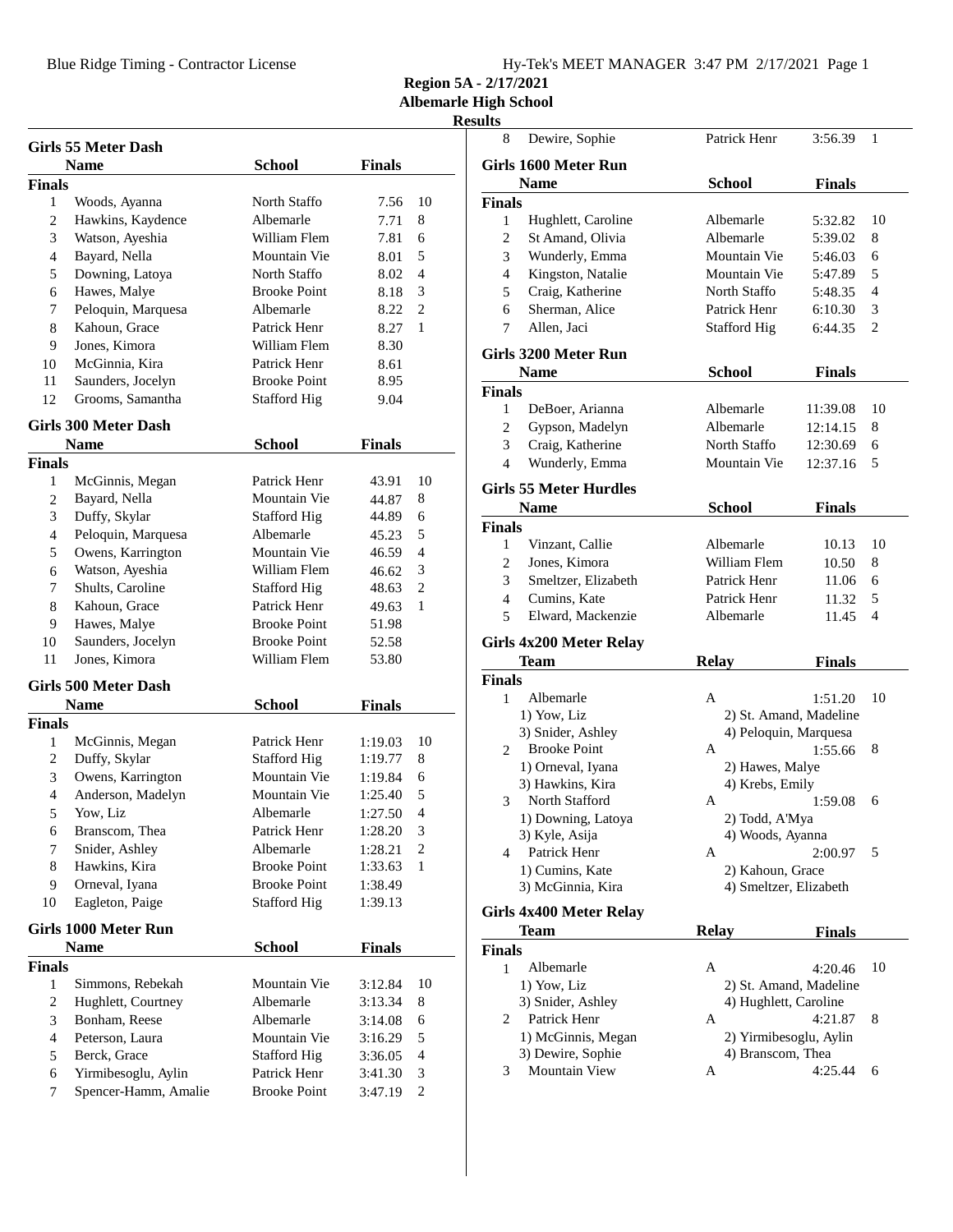Blue Ridge Timing - Contractor License

Hy-Tek's MEET MANAGER 3:47 PM 2/17/2021 Page 1

# Region 5A - 2/17/2021

## Albemarle High School

### Results

#### Girls 55 Meter Dash

| | Name | School | Finals | |
|---|---|---|---|---|
| **Finals** | | | | |
| 1 | Woods, Ayanna | North Staffo | 7.56 | 10 |
| 2 | Hawkins, Kaydence | Albemarle | 7.71 | 8 |
| 3 | Watson, Ayeshia | William Flem | 7.81 | 6 |
| 4 | Bayard, Nella | Mountain Vie | 8.01 | 5 |
| 5 | Downing, Latoya | North Staffo | 8.02 | 4 |
| 6 | Hawes, Malye | Brooke Point | 8.18 | 3 |
| 7 | Peloquin, Marquesa | Albemarle | 8.22 | 2 |
| 8 | Kahoun, Grace | Patrick Henr | 8.27 | 1 |
| 9 | Jones, Kimora | William Flem | 8.30 | |
| 10 | McGinnia, Kira | Patrick Henr | 8.61 | |
| 11 | Saunders, Jocelyn | Brooke Point | 8.95 | |
| 12 | Grooms, Samantha | Stafford Hig | 9.04 | |

#### Girls 300 Meter Dash

| | Name | School | Finals | |
|---|---|---|---|---|
| **Finals** | | | | |
| 1 | McGinnis, Megan | Patrick Henr | 43.91 | 10 |
| 2 | Bayard, Nella | Mountain Vie | 44.87 | 8 |
| 3 | Duffy, Skylar | Stafford Hig | 44.89 | 6 |
| 4 | Peloquin, Marquesa | Albemarle | 45.23 | 5 |
| 5 | Owens, Karrington | Mountain Vie | 46.59 | 4 |
| 6 | Watson, Ayeshia | William Flem | 46.62 | 3 |
| 7 | Shults, Caroline | Stafford Hig | 48.63 | 2 |
| 8 | Kahoun, Grace | Patrick Henr | 49.63 | 1 |
| 9 | Hawes, Malye | Brooke Point | 51.98 | |
| 10 | Saunders, Jocelyn | Brooke Point | 52.58 | |
| 11 | Jones, Kimora | William Flem | 53.80 | |

#### Girls 500 Meter Dash

| | Name | School | Finals | |
|---|---|---|---|---|
| **Finals** | | | | |
| 1 | McGinnis, Megan | Patrick Henr | 1:19.03 | 10 |
| 2 | Duffy, Skylar | Stafford Hig | 1:19.77 | 8 |
| 3 | Owens, Karrington | Mountain Vie | 1:19.84 | 6 |
| 4 | Anderson, Madelyn | Mountain Vie | 1:25.40 | 5 |
| 5 | Yow, Liz | Albemarle | 1:27.50 | 4 |
| 6 | Branscom, Thea | Patrick Henr | 1:28.20 | 3 |
| 7 | Snider, Ashley | Albemarle | 1:28.21 | 2 |
| 8 | Hawkins, Kira | Brooke Point | 1:33.63 | 1 |
| 9 | Orneval, Iyana | Brooke Point | 1:38.49 | |
| 10 | Eagleton, Paige | Stafford Hig | 1:39.13 | |

#### Girls 1000 Meter Run

| | Name | School | Finals | |
|---|---|---|---|---|
| **Finals** | | | | |
| 1 | Simmons, Rebekah | Mountain Vie | 3:12.84 | 10 |
| 2 | Hughlett, Courtney | Albemarle | 3:13.34 | 8 |
| 3 | Bonham, Reese | Albemarle | 3:14.08 | 6 |
| 4 | Peterson, Laura | Mountain Vie | 3:16.29 | 5 |
| 5 | Berck, Grace | Stafford Hig | 3:36.05 | 4 |
| 6 | Yirmibesoglu, Aylin | Patrick Henr | 3:41.30 | 3 |
| 7 | Spencer-Hamm, Amalie | Brooke Point | 3:47.19 | 2 |
| 8 | Dewire, Sophie | Patrick Henr | 3:56.39 | 1 |

#### Girls 1600 Meter Run

| | Name | School | Finals | |
|---|---|---|---|---|
| **Finals** | | | | |
| 1 | Hughlett, Caroline | Albemarle | 5:32.82 | 10 |
| 2 | St Amand, Olivia | Albemarle | 5:39.02 | 8 |
| 3 | Wunderly, Emma | Mountain Vie | 5:46.03 | 6 |
| 4 | Kingston, Natalie | Mountain Vie | 5:47.89 | 5 |
| 5 | Craig, Katherine | North Staffo | 5:48.35 | 4 |
| 6 | Sherman, Alice | Patrick Henr | 6:10.30 | 3 |
| 7 | Allen, Jaci | Stafford Hig | 6:44.35 | 2 |

#### Girls 3200 Meter Run

| | Name | School | Finals | |
|---|---|---|---|---|
| **Finals** | | | | |
| 1 | DeBoer, Arianna | Albemarle | 11:39.08 | 10 |
| 2 | Gypson, Madelyn | Albemarle | 12:14.15 | 8 |
| 3 | Craig, Katherine | North Staffo | 12:30.69 | 6 |
| 4 | Wunderly, Emma | Mountain Vie | 12:37.16 | 5 |

#### Girls 55 Meter Hurdles

| | Name | School | Finals | |
|---|---|---|---|---|
| **Finals** | | | | |
| 1 | Vinzant, Callie | Albemarle | 10.13 | 10 |
| 2 | Jones, Kimora | William Flem | 10.50 | 8 |
| 3 | Smeltzer, Elizabeth | Patrick Henr | 11.06 | 6 |
| 4 | Cumins, Kate | Patrick Henr | 11.32 | 5 |
| 5 | Elward, Mackenzie | Albemarle | 11.45 | 4 |

#### Girls 4x200 Meter Relay

| | Team | Relay | Finals | |
|---|---|---|---|---|
| **Finals** | | | | |
| 1 | Albemarle | A | 1:51.20 | 10 |
| | 1) Yow, Liz | 2) St. Amand, Madeline | | |
| | 3) Snider, Ashley | 4) Peloquin, Marquesa | | |
| 2 | Brooke Point | A | 1:55.66 | 8 |
| | 1) Orneval, Iyana | 2) Hawes, Malye | | |
| | 3) Hawkins, Kira | 4) Krebs, Emily | | |
| 3 | North Stafford | A | 1:59.08 | 6 |
| | 1) Downing, Latoya | 2) Todd, A'Mya | | |
| | 3) Kyle, Asija | 4) Woods, Ayanna | | |
| 4 | Patrick Henr | A | 2:00.97 | 5 |
| | 1) Cumins, Kate | 2) Kahoun, Grace | | |
| | 3) McGinnia, Kira | 4) Smeltzer, Elizabeth | | |

#### Girls 4x400 Meter Relay

| | Team | Relay | Finals | |
|---|---|---|---|---|
| **Finals** | | | | |
| 1 | Albemarle | A | 4:20.46 | 10 |
| | 1) Yow, Liz | 2) St. Amand, Madeline | | |
| | 3) Snider, Ashley | 4) Hughlett, Caroline | | |
| 2 | Patrick Henr | A | 4:21.87 | 8 |
| | 1) McGinnis, Megan | 2) Yirmibesoglu, Aylin | | |
| | 3) Dewire, Sophie | 4) Branscom, Thea | | |
| 3 | Mountain View | A | 4:25.44 | 6 |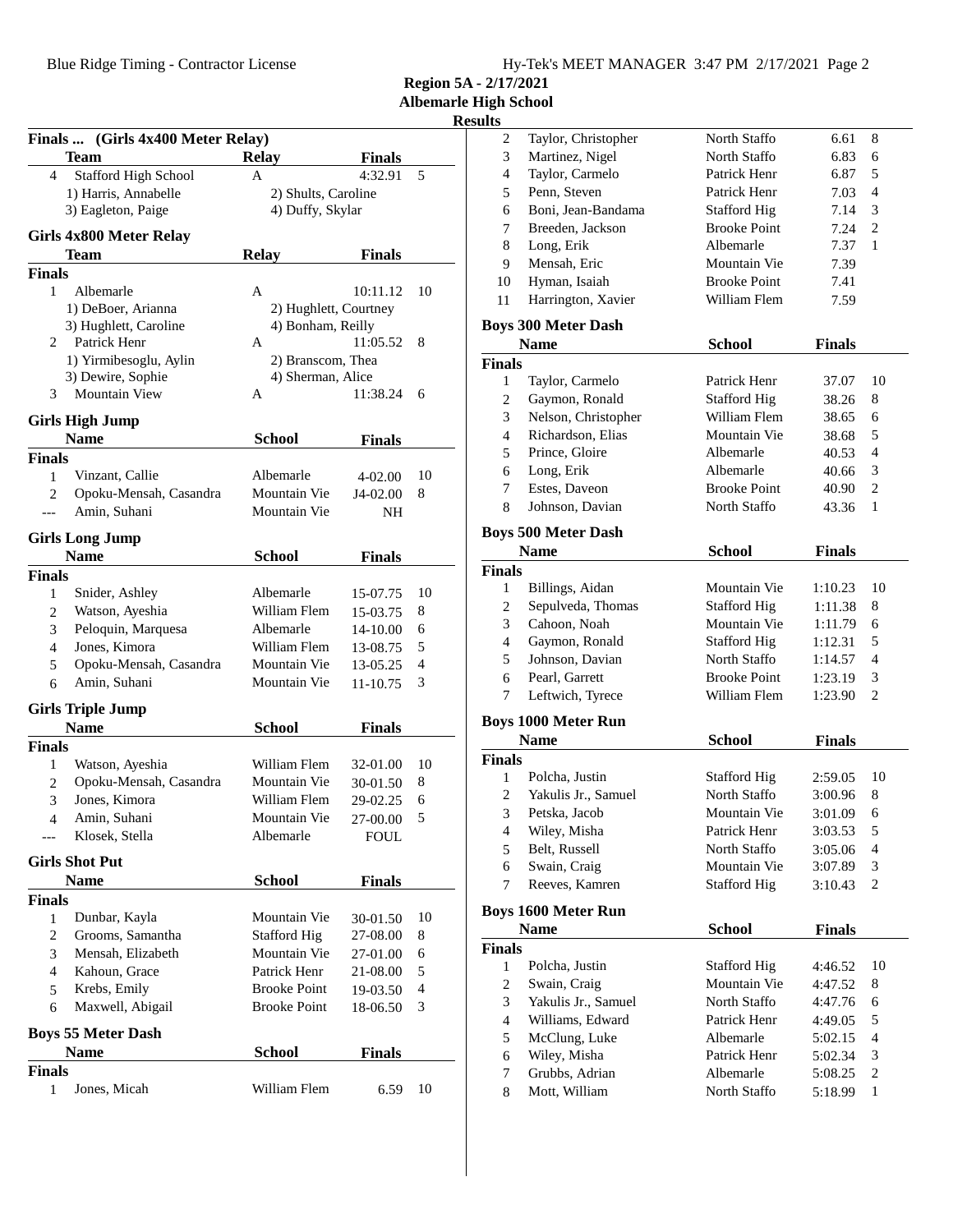## Region 5A - 2/17/2021
## Albemarle High School
## Results

### Finals ... (Girls 4x400 Meter Relay)

| | Team | Relay | Finals | |
|---|---|---|---|---|
| 4 | Stafford High School | A | 4:32.91 | 5 |
| | 1) Harris, Annabelle | 2) Shults, Caroline | | |
| | 3) Eagleton, Paige | 4) Duffy, Skylar | | |

### Girls 4x800 Meter Relay

| | Team | Relay | Finals | |
|---|---|---|---|---|
| **Finals** | | | | |
| 1 | Albemarle | A | 10:11.12 | 10 |
| | 1) DeBoer, Arianna | 2) Hughlett, Courtney | | |
| | 3) Hughlett, Caroline | 4) Bonham, Reilly | | |
| 2 | Patrick Henr | A | 11:05.52 | 8 |
| | 1) Yirmibesoglu, Aylin | 2) Branscom, Thea | | |
| | 3) Dewire, Sophie | 4) Sherman, Alice | | |
| 3 | Mountain View | A | 11:38.24 | 6 |

### Girls High Jump

| | Name | School | Finals | |
|---|---|---|---|---|
| **Finals** | | | | |
| 1 | Vinzant, Callie | Albemarle | 4-02.00 | 10 |
| 2 | Opoku-Mensah, Casandra | Mountain Vie | J4-02.00 | 8 |
| --- | Amin, Suhani | Mountain Vie | NH | |

### Girls Long Jump

| | Name | School | Finals | |
|---|---|---|---|---|
| **Finals** | | | | |
| 1 | Snider, Ashley | Albemarle | 15-07.75 | 10 |
| 2 | Watson, Ayeshia | William Flem | 15-03.75 | 8 |
| 3 | Peloquin, Marquesa | Albemarle | 14-10.00 | 6 |
| 4 | Jones, Kimora | William Flem | 13-08.75 | 5 |
| 5 | Opoku-Mensah, Casandra | Mountain Vie | 13-05.25 | 4 |
| 6 | Amin, Suhani | Mountain Vie | 11-10.75 | 3 |

### Girls Triple Jump

| | Name | School | Finals | |
|---|---|---|---|---|
| **Finals** | | | | |
| 1 | Watson, Ayeshia | William Flem | 32-01.00 | 10 |
| 2 | Opoku-Mensah, Casandra | Mountain Vie | 30-01.50 | 8 |
| 3 | Jones, Kimora | William Flem | 29-02.25 | 6 |
| 4 | Amin, Suhani | Mountain Vie | 27-00.00 | 5 |
| --- | Klosek, Stella | Albemarle | FOUL | |

### Girls Shot Put

| | Name | School | Finals | |
|---|---|---|---|---|
| **Finals** | | | | |
| 1 | Dunbar, Kayla | Mountain Vie | 30-01.50 | 10 |
| 2 | Grooms, Samantha | Stafford Hig | 27-08.00 | 8 |
| 3 | Mensah, Elizabeth | Mountain Vie | 27-01.00 | 6 |
| 4 | Kahoun, Grace | Patrick Henr | 21-08.00 | 5 |
| 5 | Krebs, Emily | Brooke Point | 19-03.50 | 4 |
| 6 | Maxwell, Abigail | Brooke Point | 18-06.50 | 3 |

### Boys 55 Meter Dash

| | Name | School | Finals | |
|---|---|---|---|---|
| **Finals** | | | | |
| 1 | Jones, Micah | William Flem | 6.59 | 10 |
| 2 | Taylor, Christopher | North Staffo | 6.61 | 8 |
| 3 | Martinez, Nigel | North Staffo | 6.83 | 6 |
| 4 | Taylor, Carmelo | Patrick Henr | 6.87 | 5 |
| 5 | Penn, Steven | Patrick Henr | 7.03 | 4 |
| 6 | Boni, Jean-Bandama | Stafford Hig | 7.14 | 3 |
| 7 | Breeden, Jackson | Brooke Point | 7.24 | 2 |
| 8 | Long, Erik | Albemarle | 7.37 | 1 |
| 9 | Mensah, Eric | Mountain Vie | 7.39 | |
| 10 | Hyman, Isaiah | Brooke Point | 7.41 | |
| 11 | Harrington, Xavier | William Flem | 7.59 | |

### Boys 300 Meter Dash

| | Name | School | Finals | |
|---|---|---|---|---|
| **Finals** | | | | |
| 1 | Taylor, Carmelo | Patrick Henr | 37.07 | 10 |
| 2 | Gaymon, Ronald | Stafford Hig | 38.26 | 8 |
| 3 | Nelson, Christopher | William Flem | 38.65 | 6 |
| 4 | Richardson, Elias | Mountain Vie | 38.68 | 5 |
| 5 | Prince, Gloire | Albemarle | 40.53 | 4 |
| 6 | Long, Erik | Albemarle | 40.66 | 3 |
| 7 | Estes, Daveon | Brooke Point | 40.90 | 2 |
| 8 | Johnson, Davian | North Staffo | 43.36 | 1 |

### Boys 500 Meter Dash

| | Name | School | Finals | |
|---|---|---|---|---|
| **Finals** | | | | |
| 1 | Billings, Aidan | Mountain Vie | 1:10.23 | 10 |
| 2 | Sepulveda, Thomas | Stafford Hig | 1:11.38 | 8 |
| 3 | Cahoon, Noah | Mountain Vie | 1:11.79 | 6 |
| 4 | Gaymon, Ronald | Stafford Hig | 1:12.31 | 5 |
| 5 | Johnson, Davian | North Staffo | 1:14.57 | 4 |
| 6 | Pearl, Garrett | Brooke Point | 1:23.19 | 3 |
| 7 | Leftwich, Tyrece | William Flem | 1:23.90 | 2 |

### Boys 1000 Meter Run

| | Name | School | Finals | |
|---|---|---|---|---|
| **Finals** | | | | |
| 1 | Polcha, Justin | Stafford Hig | 2:59.05 | 10 |
| 2 | Yakulis Jr., Samuel | North Staffo | 3:00.96 | 8 |
| 3 | Petska, Jacob | Mountain Vie | 3:01.09 | 6 |
| 4 | Wiley, Misha | Patrick Henr | 3:03.53 | 5 |
| 5 | Belt, Russell | North Staffo | 3:05.06 | 4 |
| 6 | Swain, Craig | Mountain Vie | 3:07.89 | 3 |
| 7 | Reeves, Kamren | Stafford Hig | 3:10.43 | 2 |

### Boys 1600 Meter Run

| | Name | School | Finals | |
|---|---|---|---|---|
| **Finals** | | | | |
| 1 | Polcha, Justin | Stafford Hig | 4:46.52 | 10 |
| 2 | Swain, Craig | Mountain Vie | 4:47.52 | 8 |
| 3 | Yakulis Jr., Samuel | North Staffo | 4:47.76 | 6 |
| 4 | Williams, Edward | Patrick Henr | 4:49.05 | 5 |
| 5 | McClung, Luke | Albemarle | 5:02.15 | 4 |
| 6 | Wiley, Misha | Patrick Henr | 5:02.34 | 3 |
| 7 | Grubbs, Adrian | Albemarle | 5:08.25 | 2 |
| 8 | Mott, William | North Staffo | 5:18.99 | 1 |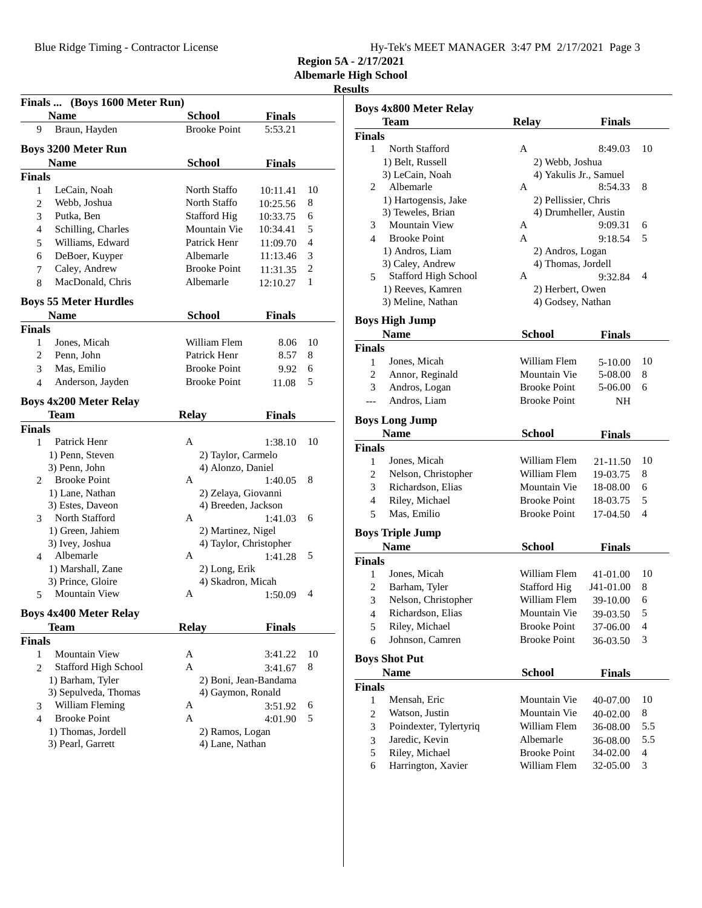**Region 5A - 2/17/2021**
**Albemarle High School**
**Results**

### Finals ... (Boys 1600 Meter Run)

| | Name | School | Finals | |
|---|---|---|---|---|
| 9 | Braun, Hayden | Brooke Point | 5:53.21 | |

### Boys 3200 Meter Run

| | Name | School | Finals | |
|---|---|---|---|---|
| **Finals** | | | | |
| 1 | LeCain, Noah | North Staffo | 10:11.41 | 10 |
| 2 | Webb, Joshua | North Staffo | 10:25.56 | 8 |
| 3 | Putka, Ben | Stafford Hig | 10:33.75 | 6 |
| 4 | Schilling, Charles | Mountain Vie | 10:34.41 | 5 |
| 5 | Williams, Edward | Patrick Henr | 11:09.70 | 4 |
| 6 | DeBoer, Kuyper | Albemarle | 11:13.46 | 3 |
| 7 | Caley, Andrew | Brooke Point | 11:31.35 | 2 |
| 8 | MacDonald, Chris | Albemarle | 12:10.27 | 1 |

### Boys 55 Meter Hurdles

| | Name | School | Finals | |
|---|---|---|---|---|
| **Finals** | | | | |
| 1 | Jones, Micah | William Flem | 8.06 | 10 |
| 2 | Penn, John | Patrick Henr | 8.57 | 8 |
| 3 | Mas, Emilio | Brooke Point | 9.92 | 6 |
| 4 | Anderson, Jayden | Brooke Point | 11.08 | 5 |

### Boys 4x200 Meter Relay

| | Team | Relay | Finals | |
|---|---|---|---|---|
| **Finals** | | | | |
| 1 | Patrick Henr | A | 1:38.10 | 10 |
| | 1) Penn, Steven | 2) Taylor, Carmelo | | |
| | 3) Penn, John | 4) Alonzo, Daniel | | |
| 2 | Brooke Point | A | 1:40.05 | 8 |
| | 1) Lane, Nathan | 2) Zelaya, Giovanni | | |
| | 3) Estes, Daveon | 4) Breeden, Jackson | | |
| 3 | North Stafford | A | 1:41.03 | 6 |
| | 1) Green, Jahiem | 2) Martinez, Nigel | | |
| | 3) Ivey, Joshua | 4) Taylor, Christopher | | |
| 4 | Albemarle | A | 1:41.28 | 5 |
| | 1) Marshall, Zane | 2) Long, Erik | | |
| | 3) Prince, Gloire | 4) Skadron, Micah | | |
| 5 | Mountain View | A | 1:50.09 | 4 |

### Boys 4x400 Meter Relay

| | Team | Relay | Finals | |
|---|---|---|---|---|
| **Finals** | | | | |
| 1 | Mountain View | A | 3:41.22 | 10 |
| 2 | Stafford High School | A | 3:41.67 | 8 |
| | 1) Barham, Tyler | 2) Boni, Jean-Bandama | | |
| | 3) Sepulveda, Thomas | 4) Gaymon, Ronald | | |
| 3 | William Fleming | A | 3:51.92 | 6 |
| 4 | Brooke Point | A | 4:01.90 | 5 |
| | 1) Thomas, Jordell | 2) Ramos, Logan | | |
| | 3) Pearl, Garrett | 4) Lane, Nathan | | |

### Boys 4x800 Meter Relay

| | Team | Relay | Finals | |
|---|---|---|---|---|
| **Finals** | | | | |
| 1 | North Stafford | A | 8:49.03 | 10 |
| | 1) Belt, Russell | 2) Webb, Joshua | | |
| | 3) LeCain, Noah | 4) Yakulis Jr., Samuel | | |
| 2 | Albemarle | A | 8:54.33 | 8 |
| | 1) Hartogensis, Jake | 2) Pellissier, Chris | | |
| | 3) Teweles, Brian | 4) Drumheller, Austin | | |
| 3 | Mountain View | A | 9:09.31 | 6 |
| 4 | Brooke Point | A | 9:18.54 | 5 |
| | 1) Andros, Liam | 2) Andros, Logan | | |
| | 3) Caley, Andrew | 4) Thomas, Jordell | | |
| 5 | Stafford High School | A | 9:32.84 | 4 |
| | 1) Reeves, Kamren | 2) Herbert, Owen | | |
| | 3) Meline, Nathan | 4) Godsey, Nathan | | |

### Boys High Jump

| | Name | School | Finals | |
|---|---|---|---|---|
| **Finals** | | | | |
| 1 | Jones, Micah | William Flem | 5-10.00 | 10 |
| 2 | Annor, Reginald | Mountain Vie | 5-08.00 | 8 |
| 3 | Andros, Logan | Brooke Point | 5-06.00 | 6 |
| --- | Andros, Liam | Brooke Point | NH | |

### Boys Long Jump

| | Name | School | Finals | |
|---|---|---|---|---|
| **Finals** | | | | |
| 1 | Jones, Micah | William Flem | 21-11.50 | 10 |
| 2 | Nelson, Christopher | William Flem | 19-03.75 | 8 |
| 3 | Richardson, Elias | Mountain Vie | 18-08.00 | 6 |
| 4 | Riley, Michael | Brooke Point | 18-03.75 | 5 |
| 5 | Mas, Emilio | Brooke Point | 17-04.50 | 4 |

### Boys Triple Jump

| | Name | School | Finals | |
|---|---|---|---|---|
| **Finals** | | | | |
| 1 | Jones, Micah | William Flem | 41-01.00 | 10 |
| 2 | Barham, Tyler | Stafford Hig | J41-01.00 | 8 |
| 3 | Nelson, Christopher | William Flem | 39-10.00 | 6 |
| 4 | Richardson, Elias | Mountain Vie | 39-03.50 | 5 |
| 5 | Riley, Michael | Brooke Point | 37-06.00 | 4 |
| 6 | Johnson, Camren | Brooke Point | 36-03.50 | 3 |

### Boys Shot Put

| | Name | School | Finals | |
|---|---|---|---|---|
| **Finals** | | | | |
| 1 | Mensah, Eric | Mountain Vie | 40-07.00 | 10 |
| 2 | Watson, Justin | Mountain Vie | 40-02.00 | 8 |
| 3 | Poindexter, Tylertyriq | William Flem | 36-08.00 | 5.5 |
| 3 | Jaredic, Kevin | Albemarle | 36-08.00 | 5.5 |
| 5 | Riley, Michael | Brooke Point | 34-02.00 | 4 |
| 6 | Harrington, Xavier | William Flem | 32-05.00 | 3 |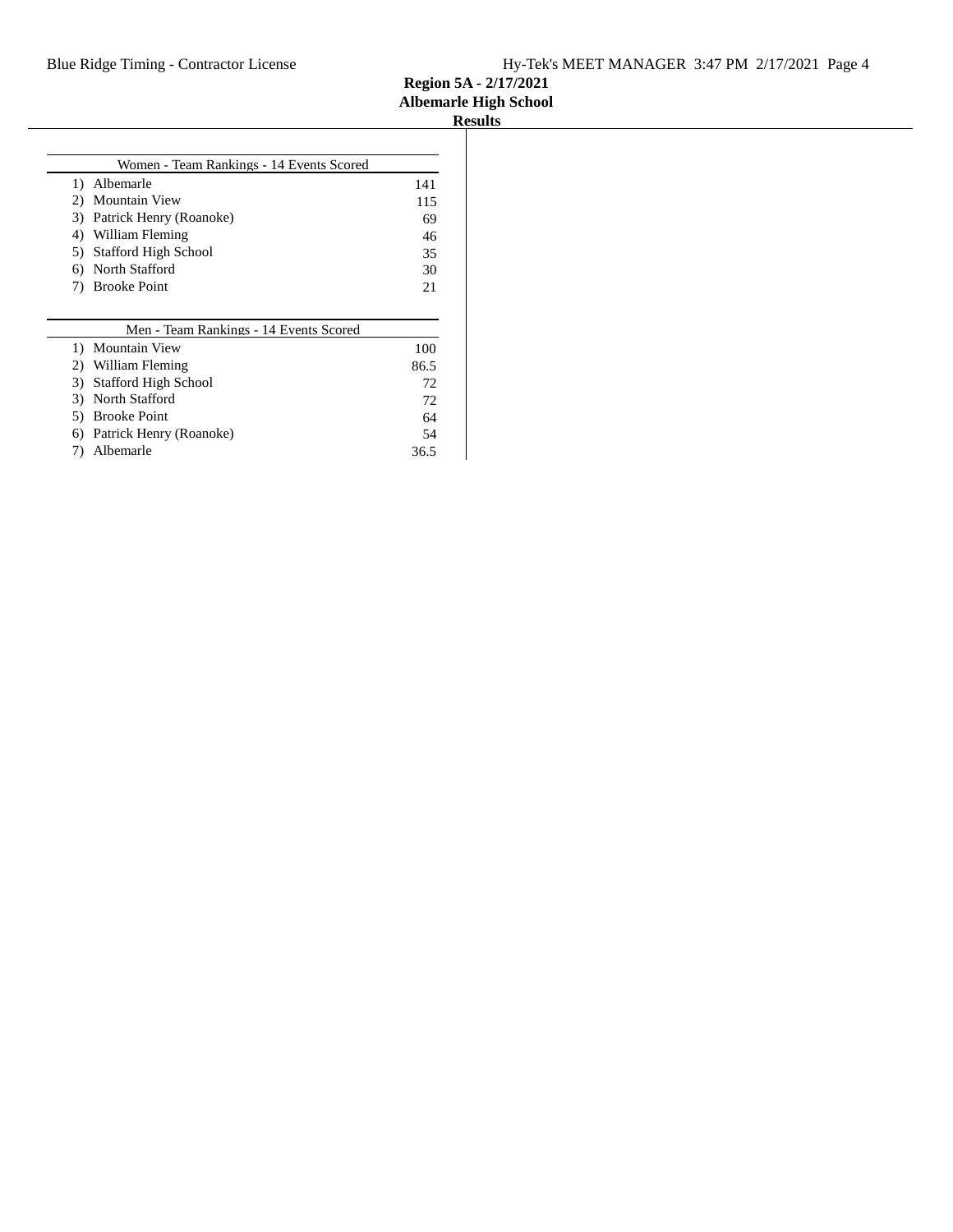**Region 5A - 2/17/2021**
**Albemarle High School**
**Results**

| Women - Team Rankings - 14 Events Scored | | |
|---|---|---|
| 1) | Albemarle | 141 |
| 2) | Mountain View | 115 |
| 3) | Patrick Henry (Roanoke) | 69 |
| 4) | William Fleming | 46 |
| 5) | Stafford High School | 35 |
| 6) | North Stafford | 30 |
| 7) | Brooke Point | 21 |

| Men - Team Rankings - 14 Events Scored | | |
|---|---|---|
| 1) | Mountain View | 100 |
| 2) | William Fleming | 86.5 |
| 3) | Stafford High School | 72 |
| 3) | North Stafford | 72 |
| 5) | Brooke Point | 64 |
| 6) | Patrick Henry (Roanoke) | 54 |
| 7) | Albemarle | 36.5 |